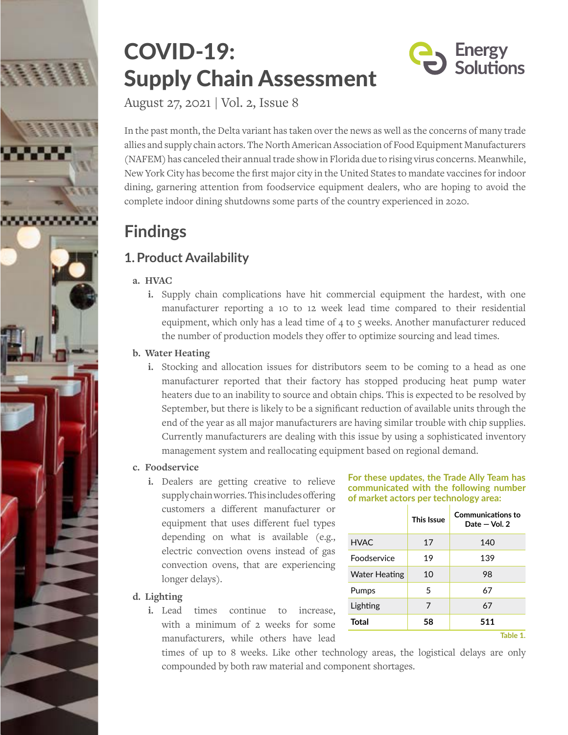# COVID-19: Supply Chain Assessment

Energy Solutions

August 27, 2021 | Vol. 2, Issue 8

In the past month, the Delta variant has taken over the news as well as the concerns of many trade allies and supply chain actors. The North American Association of Food Equipment Manufacturers (NAFEM) has canceled their annual trade show in Florida due to rising virus concerns. Meanwhile, New York City has become the first major city in the United States to mandate vaccines for indoor dining, garnering attention from foodservice equipment dealers, who are hoping to avoid the complete indoor dining shutdowns some parts of the country experienced in 2020.

## Findings

### 1. Product Availability

**a. HVAC**

**i.** Supply chain complications have hit commercial equipment the hardest, with one manufacturer reporting a 10 to 12 week lead time compared to their residential equipment, which only has a lead time of 4 to 5 weeks. Another manufacturer reduced the number of production models they offer to optimize sourcing and lead times.

**b. Water Heating**

**i.** Stocking and allocation issues for distributors seem to be coming to a head as one manufacturer reported that their factory has stopped producing heat pump water heaters due to an inability to source and obtain chips. This is expected to be resolved by September, but there is likely to be a significant reduction of available units through the end of the year as all major manufacturers are having similar trouble with chip supplies. Currently manufacturers are dealing with this issue by using a sophisticated inventory management system and reallocating equipment based on regional demand.

**c. Foodservice**

**i.** Dealers are getting creative to relieve supply chain worries. This includes offering customers a different manufacturer or equipment that uses different fuel types depending on what is available (e.g., electric convection ovens instead of gas convection ovens, that are experiencing longer delays).

**d. Lighting**

**i.** Lead times continue to increase, with a minimum of 2 weeks for some manufacturers, while others have lead times of up to 8 weeks. Like other technology areas, the logistical delays are only compounded by both raw material and component shortages.

**For these updates, the Trade Ally Team has communicated with the following number of market actors per technology area:**

| | This Issue | Communications to Date — Vol. 2 |
|---|---|---|
| HVAC | 17 | 140 |
| Foodservice | 19 | 139 |
| Water Heating | 10 | 98 |
| Pumps | 5 | 67 |
| Lighting | 7 | 67 |
| **Total** | **58** | **511** |

Table 1.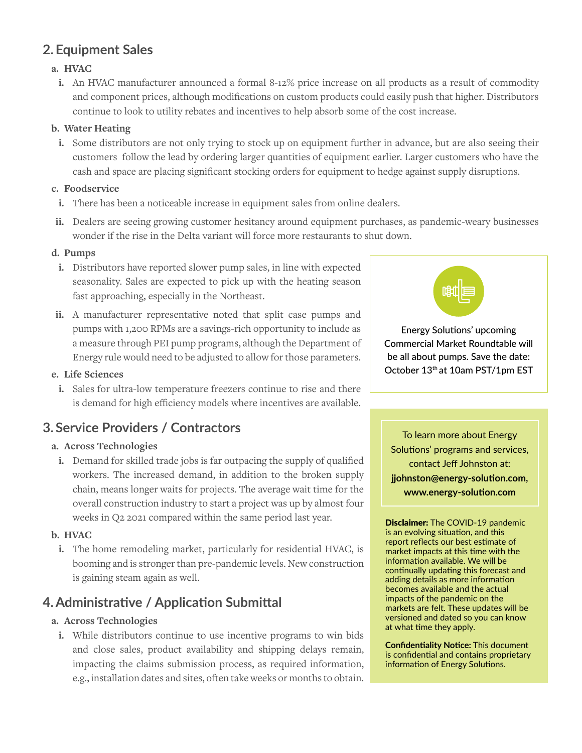## 2. Equipment Sales

### a. HVAC

i. An HVAC manufacturer announced a formal 8-12% price increase on all products as a result of commodity and component prices, although modifications on custom products could easily push that higher. Distributors continue to look to utility rebates and incentives to help absorb some of the cost increase.

### b. Water Heating

i. Some distributors are not only trying to stock up on equipment further in advance, but are also seeing their customers follow the lead by ordering larger quantities of equipment earlier. Larger customers who have the cash and space are placing significant stocking orders for equipment to hedge against supply disruptions.

### c. Foodservice

i. There has been a noticeable increase in equipment sales from online dealers.

ii. Dealers are seeing growing customer hesitancy around equipment purchases, as pandemic-weary businesses wonder if the rise in the Delta variant will force more restaurants to shut down.

### d. Pumps

i. Distributors have reported slower pump sales, in line with expected seasonality. Sales are expected to pick up with the heating season fast approaching, especially in the Northeast.

ii. A manufacturer representative noted that split case pumps and pumps with 1,200 RPMs are a savings-rich opportunity to include as a measure through PEI pump programs, although the Department of Energy rule would need to be adjusted to allow for those parameters.

### e. Life Sciences

i. Sales for ultra-low temperature freezers continue to rise and there is demand for high efficiency models where incentives are available.

## 3. Service Providers / Contractors

### a. Across Technologies

i. Demand for skilled trade jobs is far outpacing the supply of qualified workers. The increased demand, in addition to the broken supply chain, means longer waits for projects. The average wait time for the overall construction industry to start a project was up by almost four weeks in Q2 2021 compared within the same period last year.

### b. HVAC

i. The home remodeling market, particularly for residential HVAC, is booming and is stronger than pre-pandemic levels. New construction is gaining steam again as well.

## 4. Administrative / Application Submittal

### a. Across Technologies

i. While distributors continue to use incentive programs to win bids and close sales, product availability and shipping delays remain, impacting the claims submission process, as required information, e.g., installation dates and sites, often take weeks or months to obtain.

---

Energy Solutions' upcoming Commercial Market Roundtable will be all about pumps. Save the date: October 13th at 10am PST/1pm EST

To learn more about Energy Solutions' programs and services, contact Jeff Johnston at: **jjohnston@energy-solution.com, www.energy-solution.com**

**Disclaimer:** The COVID-19 pandemic is an evolving situation, and this report reflects our best estimate of market impacts at this time with the information available. We will be continually updating this forecast and adding details as more information becomes available and the actual impacts of the pandemic on the markets are felt. These updates will be versioned and dated so you can know at what time they apply.

**Confidentiality Notice:** This document is confidential and contains proprietary information of Energy Solutions.